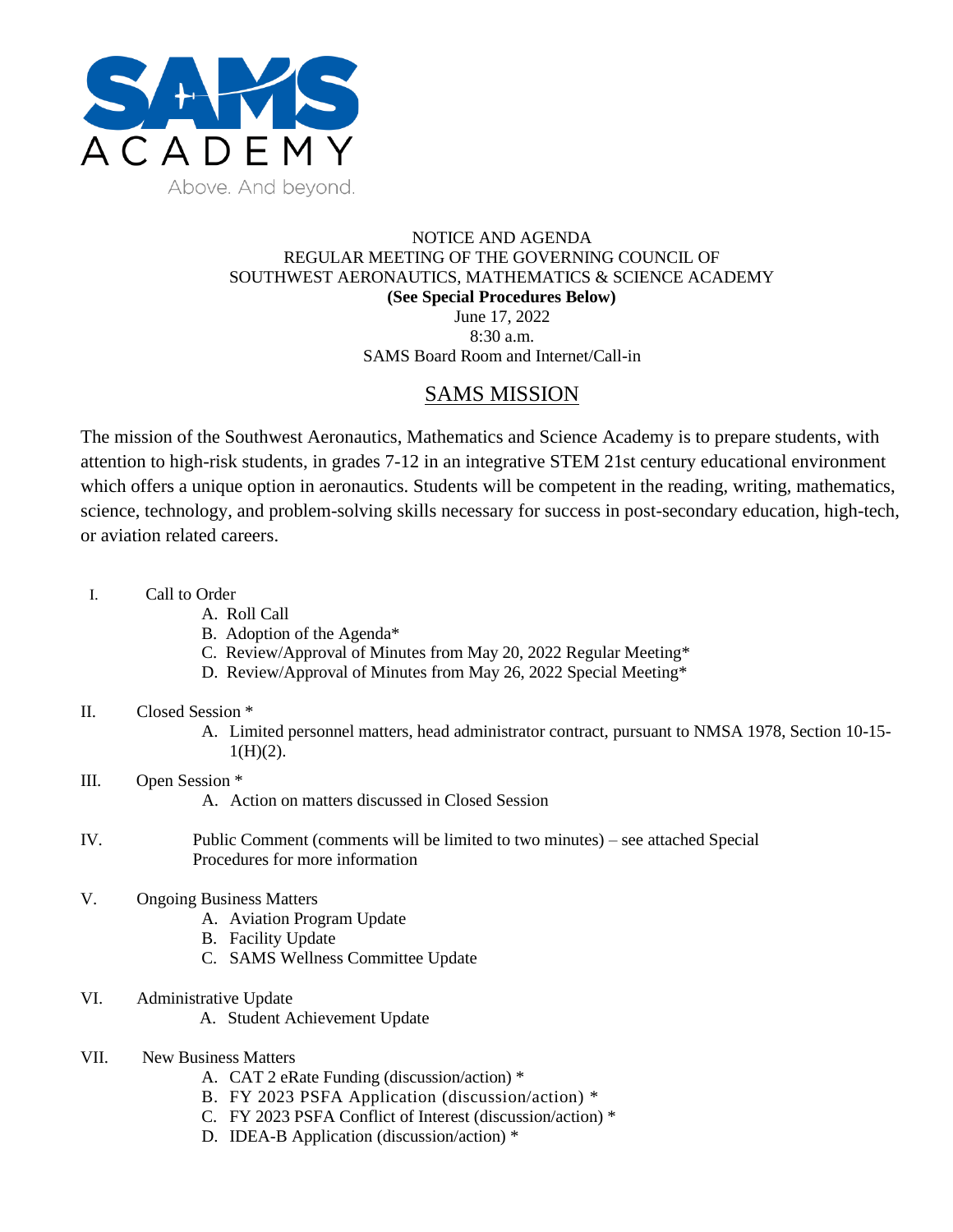SAMS ACADEMY

Above. And beyond.

NOTICE AND AGENDA
REGULAR MEETING OF THE GOVERNING COUNCIL OF
SOUTHWEST AERONAUTICS, MATHEMATICS & SCIENCE ACADEMY
**(See Special Procedures Below)**
June 17, 2022
8:30 a.m.
SAMS Board Room and Internet/Call-in

## SAMS MISSION

The mission of the Southwest Aeronautics, Mathematics and Science Academy is to prepare students, with attention to high-risk students, in grades 7-12 in an integrative STEM 21st century educational environment which offers a unique option in aeronautics. Students will be competent in the reading, writing, mathematics, science, technology, and problem-solving skills necessary for success in post-secondary education, high-tech, or aviation related careers.

I. Call to Order
   - A. Roll Call
   - B. Adoption of the Agenda*
   - C. Review/Approval of Minutes from May 20, 2022 Regular Meeting*
   - D. Review/Approval of Minutes from May 26, 2022 Special Meeting*

II. Closed Session *
   - A. Limited personnel matters, head administrator contract, pursuant to NMSA 1978, Section 10-15-1(H)(2).

III. Open Session *
   - A. Action on matters discussed in Closed Session

IV. Public Comment (comments will be limited to two minutes) – see attached Special Procedures for more information

V. Ongoing Business Matters
   - A. Aviation Program Update
   - B. Facility Update
   - C. SAMS Wellness Committee Update

VI. Administrative Update
   - A. Student Achievement Update

VII. New Business Matters
   - A. CAT 2 eRate Funding (discussion/action) *
   - B. FY 2023 PSFA Application (discussion/action) *
   - C. FY 2023 PSFA Conflict of Interest (discussion/action) *
   - D. IDEA-B Application (discussion/action) *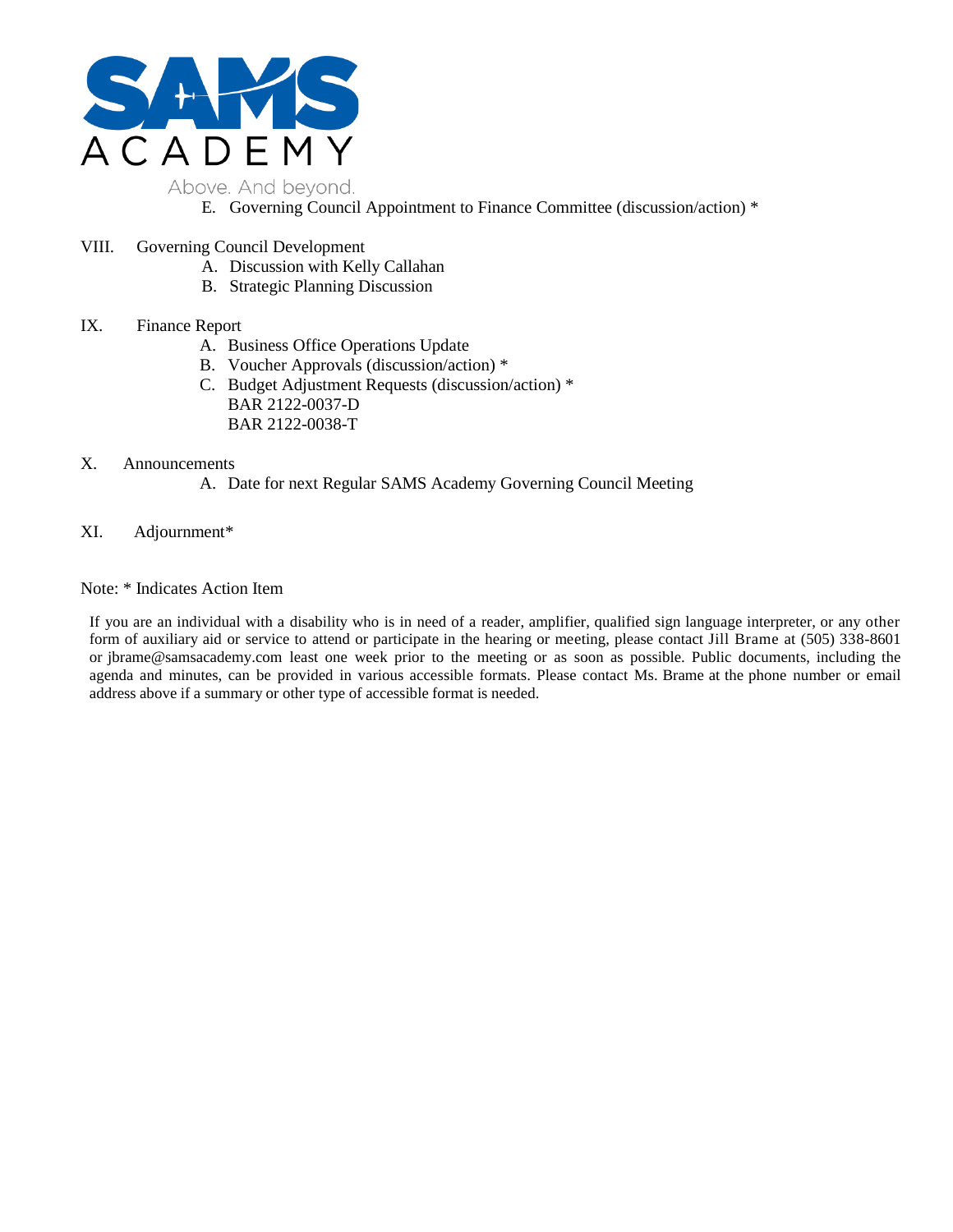E. Governing Council Appointment to Finance Committee (discussion/action) *

VIII. Governing Council Development

A. Discussion with Kelly Callahan
B. Strategic Planning Discussion

IX. Finance Report

A. Business Office Operations Update
B. Voucher Approvals (discussion/action) *
C. Budget Adjustment Requests (discussion/action) *
BAR 2122-0037-D
BAR 2122-0038-T

X. Announcements

A. Date for next Regular SAMS Academy Governing Council Meeting

XI. Adjournment*

Note: * Indicates Action Item

If you are an individual with a disability who is in need of a reader, amplifier, qualified sign language interpreter, or any other form of auxiliary aid or service to attend or participate in the hearing or meeting, please contact Jill Brame at (505) 338-8601 or jbrame@samsacademy.com least one week prior to the meeting or as soon as possible. Public documents, including the agenda and minutes, can be provided in various accessible formats. Please contact Ms. Brame at the phone number or email address above if a summary or other type of accessible format is needed.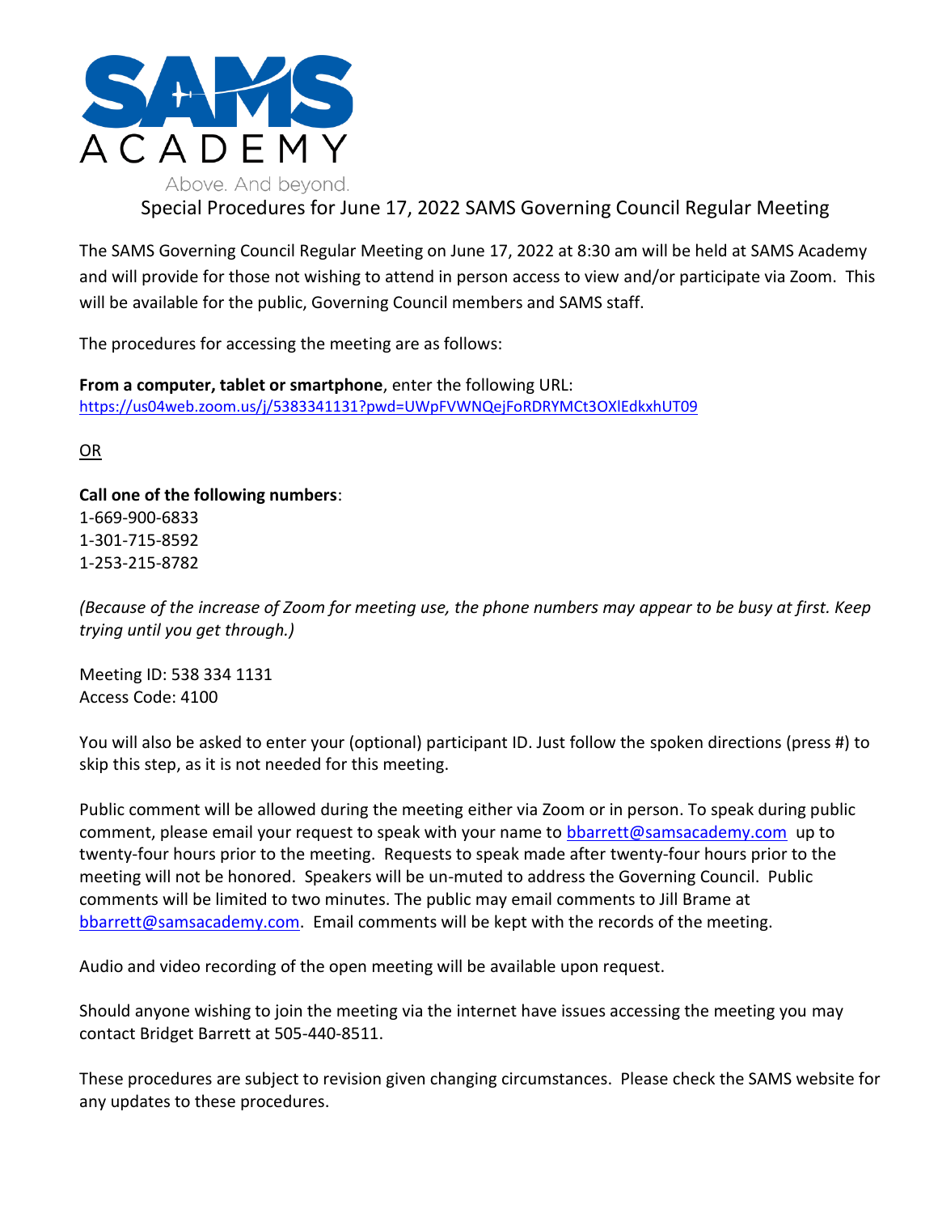SAMS ACADEMY

Above. And beyond.

## Special Procedures for June 17, 2022 SAMS Governing Council Regular Meeting

The SAMS Governing Council Regular Meeting on June 17, 2022 at 8:30 am will be held at SAMS Academy and will provide for those not wishing to attend in person access to view and/or participate via Zoom. This will be available for the public, Governing Council members and SAMS staff.

The procedures for accessing the meeting are as follows:

**From a computer, tablet or smartphone**, enter the following URL:
https://us04web.zoom.us/j/5383341131?pwd=UWpFVWNQejFoRDRYMCt3OXlEdkxhUT09

OR

**Call one of the following numbers**:
1-669-900-6833
1-301-715-8592
1-253-215-8782

*(Because of the increase of Zoom for meeting use, the phone numbers may appear to be busy at first. Keep trying until you get through.)*

Meeting ID: 538 334 1131
Access Code: 4100

You will also be asked to enter your (optional) participant ID. Just follow the spoken directions (press #) to skip this step, as it is not needed for this meeting.

Public comment will be allowed during the meeting either via Zoom or in person. To speak during public comment, please email your request to speak with your name to bbarrett@samsacademy.com up to twenty-four hours prior to the meeting. Requests to speak made after twenty-four hours prior to the meeting will not be honored. Speakers will be un-muted to address the Governing Council. Public comments will be limited to two minutes. The public may email comments to Jill Brame at bbarrett@samsacademy.com. Email comments will be kept with the records of the meeting.

Audio and video recording of the open meeting will be available upon request.

Should anyone wishing to join the meeting via the internet have issues accessing the meeting you may contact Bridget Barrett at 505-440-8511.

These procedures are subject to revision given changing circumstances. Please check the SAMS website for any updates to these procedures.